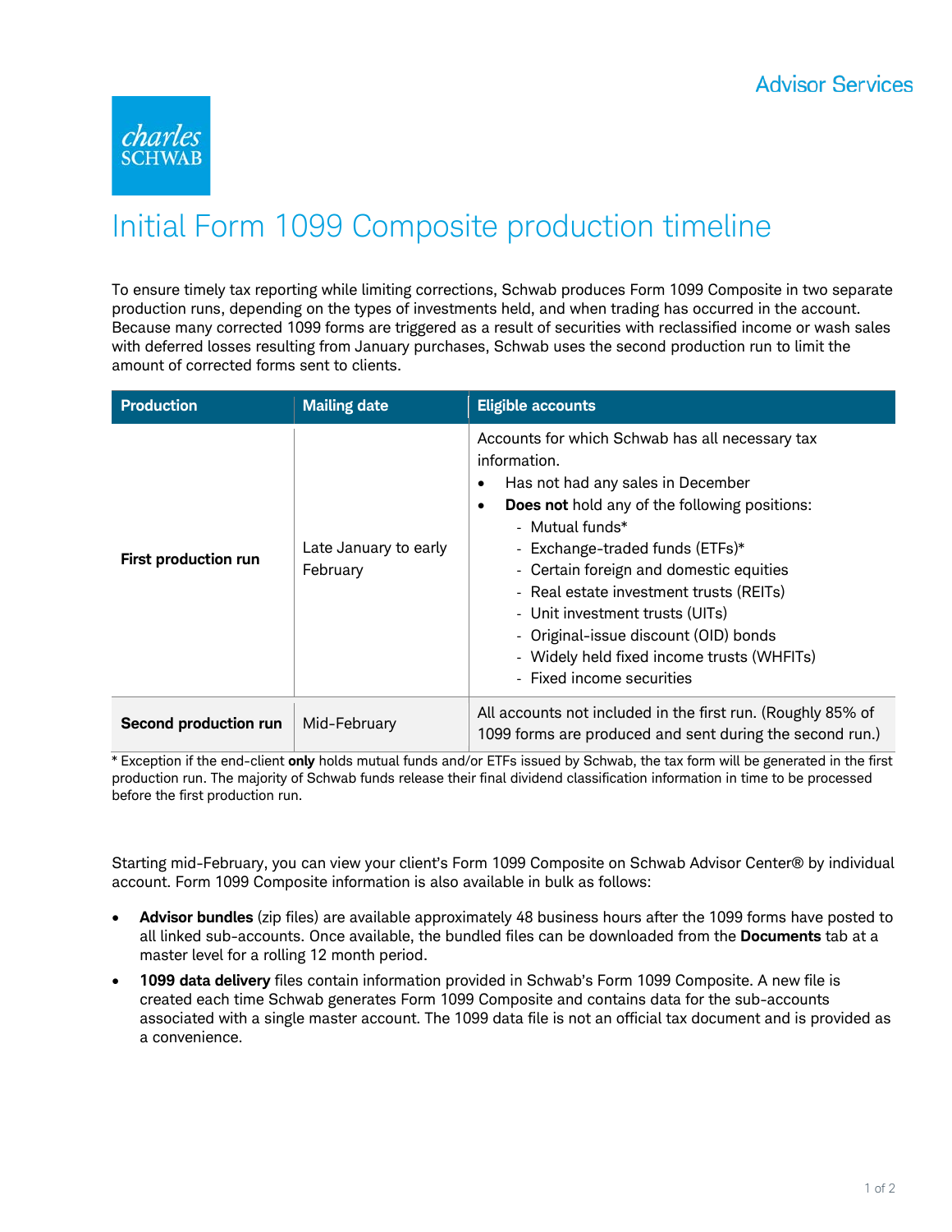Advisor Services

# Initial Form 1099 Composite production timeline

To ensure timely tax reporting while limiting corrections, Schwab produces Form 1099 Composite in two separate production runs, depending on the types of investments held, and when trading has occurred in the account. Because many corrected 1099 forms are triggered as a result of securities with reclassified income or wash sales with deferred losses resulting from January purchases, Schwab uses the second production run to limit the amount of corrected forms sent to clients.

| Production | Mailing date | Eligible accounts |
|---|---|---|
| **First production run** | Late January to early February | Accounts for which Schwab has all necessary tax information.<br>• Has not had any sales in December<br>• **Does not** hold any of the following positions:<br>- Mutual funds*<br>- Exchange-traded funds (ETFs)*<br>- Certain foreign and domestic equities<br>- Real estate investment trusts (REITs)<br>- Unit investment trusts (UITs)<br>- Original-issue discount (OID) bonds<br>- Widely held fixed income trusts (WHFITs)<br>- Fixed income securities |
| **Second production run** | Mid-February | All accounts not included in the first run. (Roughly 85% of 1099 forms are produced and sent during the second run.) |

* Exception if the end-client **only** holds mutual funds and/or ETFs issued by Schwab, the tax form will be generated in the first production run. The majority of Schwab funds release their final dividend classification information in time to be processed before the first production run.

Starting mid-February, you can view your client's Form 1099 Composite on Schwab Advisor Center® by individual account. Form 1099 Composite information is also available in bulk as follows:

- **Advisor bundles** (zip files) are available approximately 48 business hours after the 1099 forms have posted to all linked sub-accounts. Once available, the bundled files can be downloaded from the **Documents** tab at a master level for a rolling 12 month period.
- **1099 data delivery** files contain information provided in Schwab's Form 1099 Composite. A new file is created each time Schwab generates Form 1099 Composite and contains data for the sub-accounts associated with a single master account. The 1099 data file is not an official tax document and is provided as a convenience.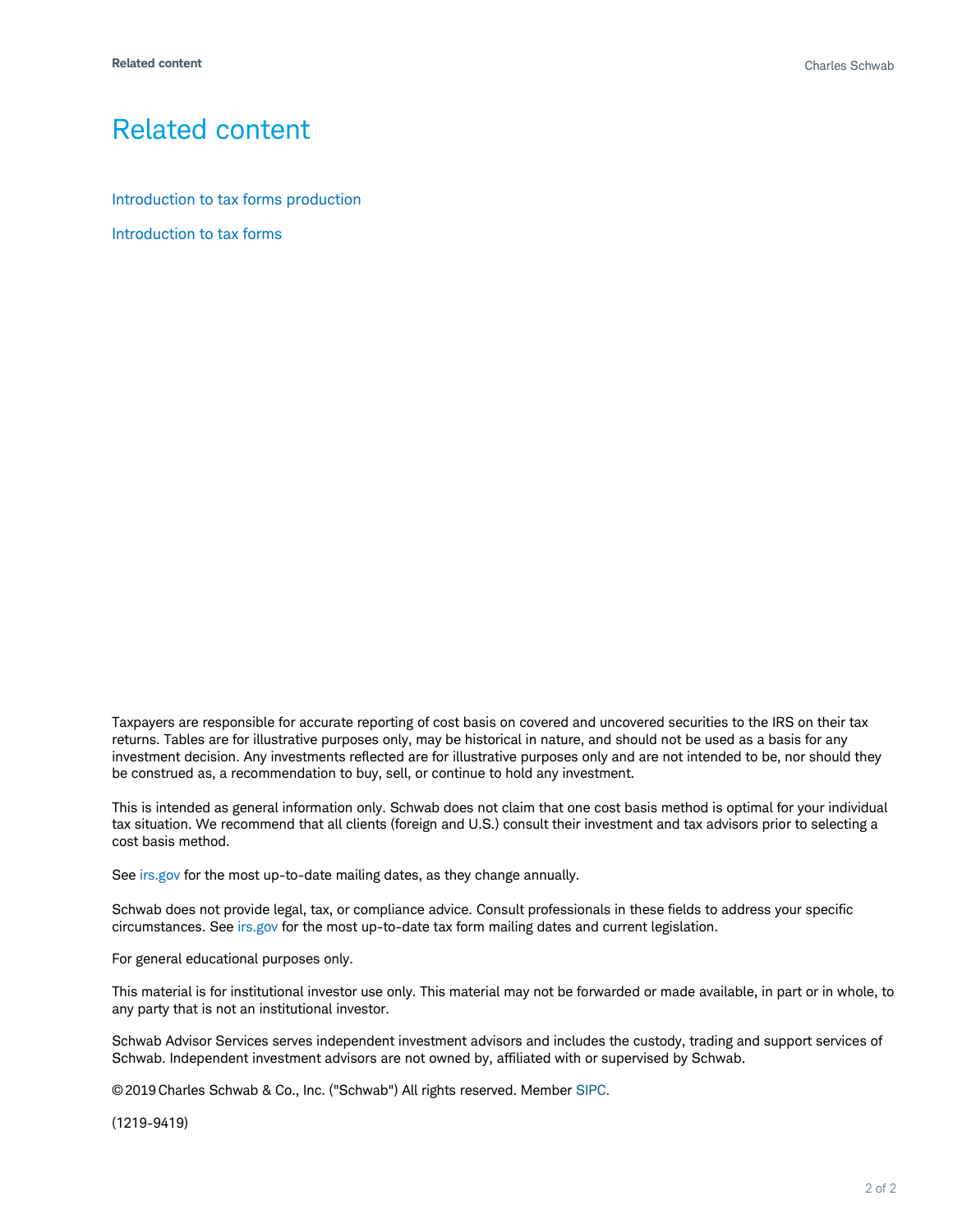# Related content

Introduction to tax forms production

Introduction to tax forms

Taxpayers are responsible for accurate reporting of cost basis on covered and uncovered securities to the IRS on their tax returns. Tables are for illustrative purposes only, may be historical in nature, and should not be used as a basis for any investment decision. Any investments reflected are for illustrative purposes only and are not intended to be, nor should they be construed as, a recommendation to buy, sell, or continue to hold any investment.

This is intended as general information only. Schwab does not claim that one cost basis method is optimal for your individual tax situation. We recommend that all clients (foreign and U.S.) consult their investment and tax advisors prior to selecting a cost basis method.

See irs.gov for the most up-to-date mailing dates, as they change annually.

Schwab does not provide legal, tax, or compliance advice. Consult professionals in these fields to address your specific circumstances. See irs.gov for the most up-to-date tax form mailing dates and current legislation.

For general educational purposes only.

This material is for institutional investor use only. This material may not be forwarded or made available, in part or in whole, to any party that is not an institutional investor.

Schwab Advisor Services serves independent investment advisors and includes the custody, trading and support services of Schwab. Independent investment advisors are not owned by, affiliated with or supervised by Schwab.

© 2019 Charles Schwab & Co., Inc. ("Schwab") All rights reserved. Member SIPC.

(1219-9419)